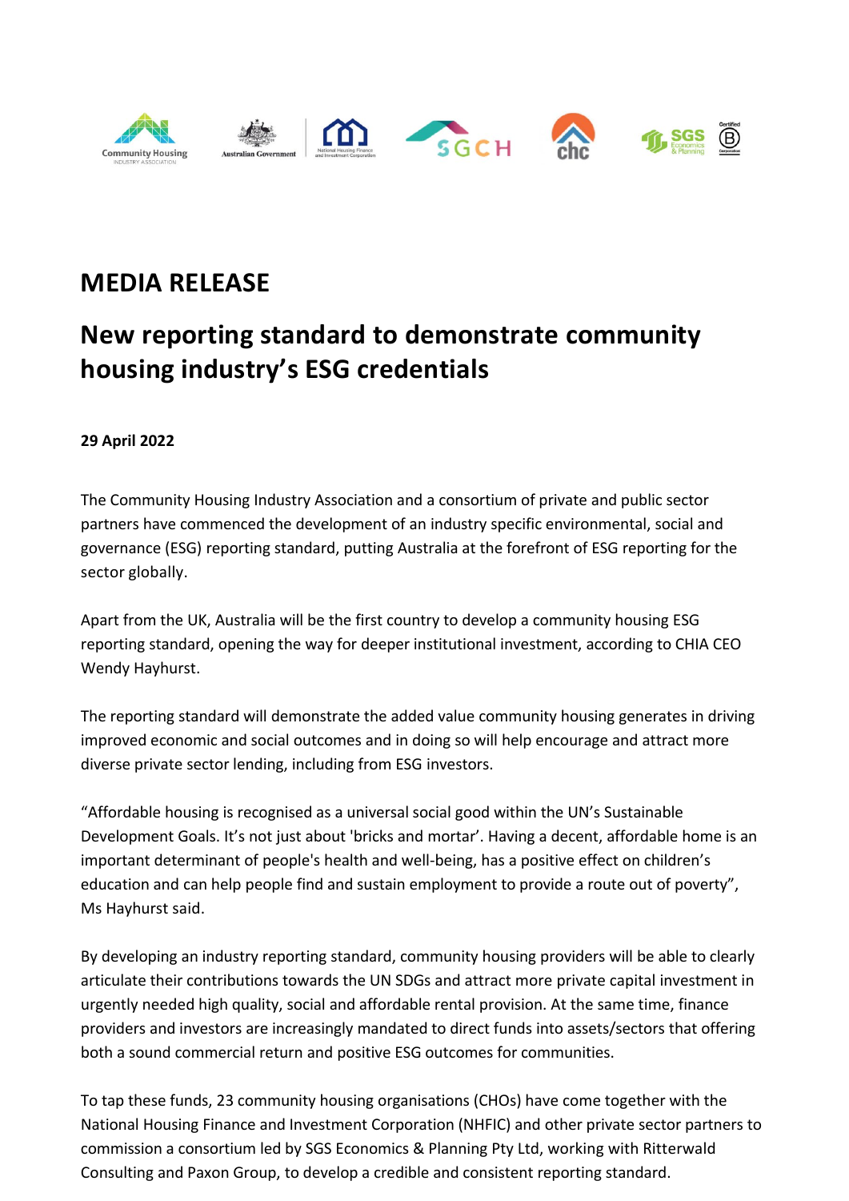# MEDIA RELEASE

## New reporting standard to demonstrate community housing industry's ESG credentials

**29 April 2022**

The Community Housing Industry Association and a consortium of private and public sector partners have commenced the development of an industry specific environmental, social and governance (ESG) reporting standard, putting Australia at the forefront of ESG reporting for the sector globally.

Apart from the UK, Australia will be the first country to develop a community housing ESG reporting standard, opening the way for deeper institutional investment, according to CHIA CEO Wendy Hayhurst.

The reporting standard will demonstrate the added value community housing generates in driving improved economic and social outcomes and in doing so will help encourage and attract more diverse private sector lending, including from ESG investors.

"Affordable housing is recognised as a universal social good within the UN's Sustainable Development Goals. It's not just about 'bricks and mortar'. Having a decent, affordable home is an important determinant of people's health and well-being, has a positive effect on children's education and can help people find and sustain employment to provide a route out of poverty", Ms Hayhurst said.

By developing an industry reporting standard, community housing providers will be able to clearly articulate their contributions towards the UN SDGs and attract more private capital investment in urgently needed high quality, social and affordable rental provision. At the same time, finance providers and investors are increasingly mandated to direct funds into assets/sectors that offering both a sound commercial return and positive ESG outcomes for communities.

To tap these funds, 23 community housing organisations (CHOs) have come together with the National Housing Finance and Investment Corporation (NHFIC) and other private sector partners to commission a consortium led by SGS Economics & Planning Pty Ltd, working with Ritterwald Consulting and Paxon Group, to develop a credible and consistent reporting standard.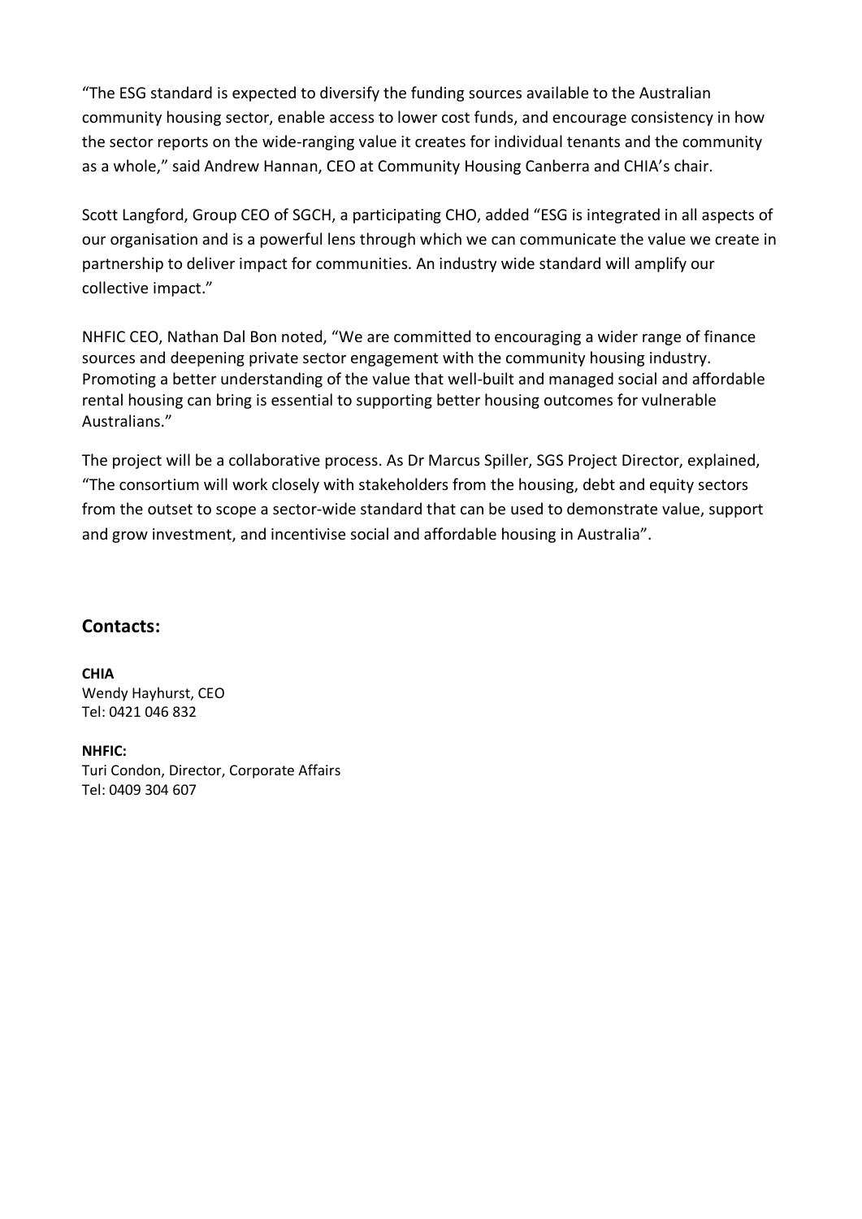"The ESG standard is expected to diversify the funding sources available to the Australian community housing sector, enable access to lower cost funds, and encourage consistency in how the sector reports on the wide-ranging value it creates for individual tenants and the community as a whole," said Andrew Hannan, CEO at Community Housing Canberra and CHIA's chair.

Scott Langford, Group CEO of SGCH, a participating CHO, added "ESG is integrated in all aspects of our organisation and is a powerful lens through which we can communicate the value we create in partnership to deliver impact for communities. An industry wide standard will amplify our collective impact."

NHFIC CEO, Nathan Dal Bon noted, "We are committed to encouraging a wider range of finance sources and deepening private sector engagement with the community housing industry. Promoting a better understanding of the value that well-built and managed social and affordable rental housing can bring is essential to supporting better housing outcomes for vulnerable Australians."

The project will be a collaborative process. As Dr Marcus Spiller, SGS Project Director, explained, "The consortium will work closely with stakeholders from the housing, debt and equity sectors from the outset to scope a sector-wide standard that can be used to demonstrate value, support and grow investment, and incentivise social and affordable housing in Australia".

## Contacts:

**CHIA**
Wendy Hayhurst, CEO
Tel: 0421 046 832

**NHFIC:**
Turi Condon, Director, Corporate Affairs
Tel: 0409 304 607